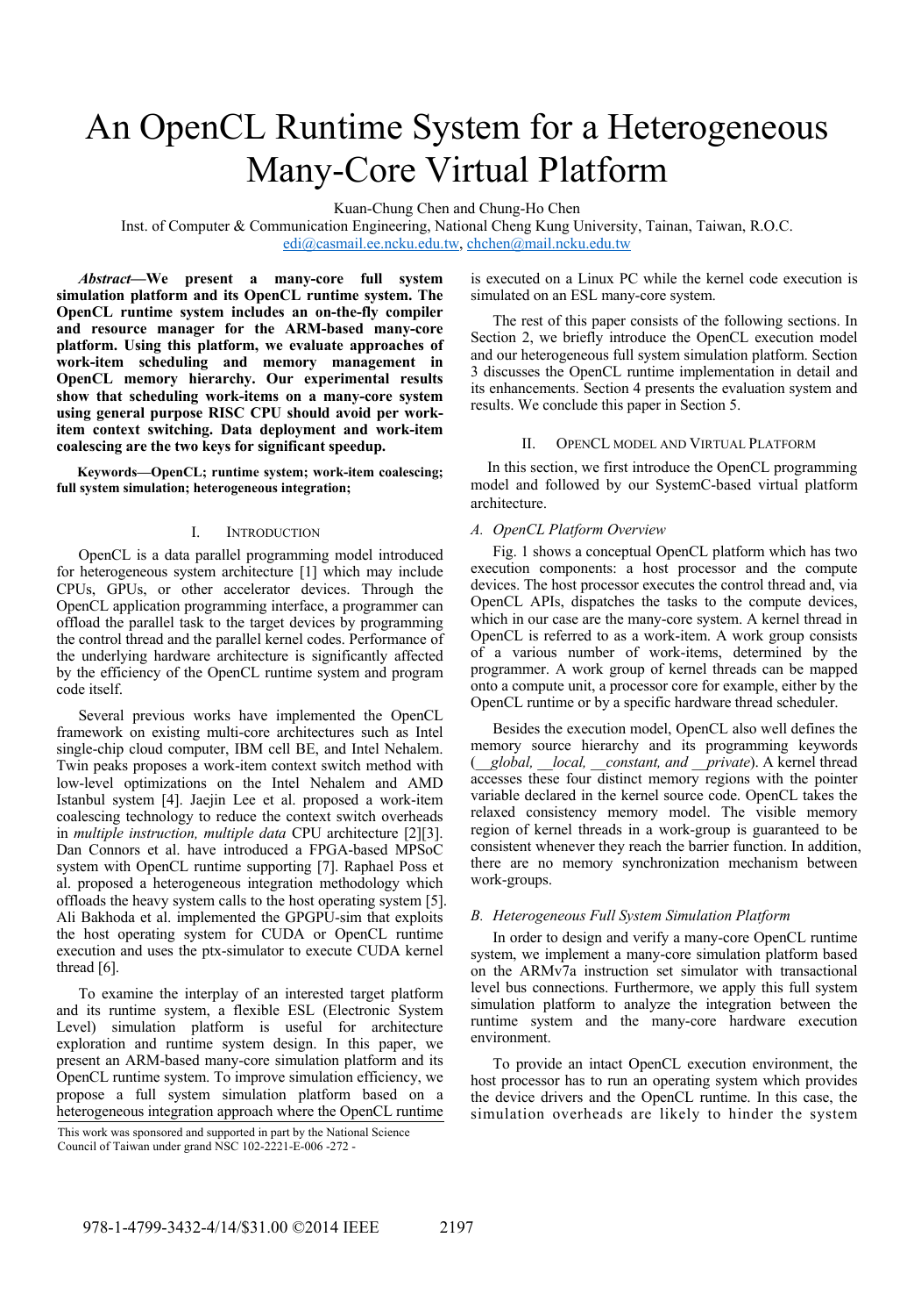# An OpenCL Runtime System for a Heterogeneous Many-Core Virtual Platform

Kuan-Chung Chen and Chung-Ho Chen

Inst. of Computer & Communication Engineering, National Cheng Kung University, Tainan, Taiwan, R.O.C.

edi@casmail.ee.ncku.edu.tw, chchen@mail.ncku.edu.tw

***Abstract*—We present a many-core full system simulation platform and its OpenCL runtime system. The OpenCL runtime system includes an on-the-fly compiler and resource manager for the ARM-based many-core platform. Using this platform, we evaluate approaches of work-item scheduling and memory management in OpenCL memory hierarchy. Our experimental results show that scheduling work-items on a many-core system using general purpose RISC CPU should avoid per work-item context switching. Data deployment and work-item coalescing are the two keys for significant speedup.**

**Keywords—OpenCL; runtime system; work-item coalescing; full system simulation; heterogeneous integration;**

## I. Introduction

OpenCL is a data parallel programming model introduced for heterogeneous system architecture [1] which may include CPUs, GPUs, or other accelerator devices. Through the OpenCL application programming interface, a programmer can offload the parallel task to the target devices by programming the control thread and the parallel kernel codes. Performance of the underlying hardware architecture is significantly affected by the efficiency of the OpenCL runtime system and program code itself.

Several previous works have implemented the OpenCL framework on existing multi-core architectures such as Intel single-chip cloud computer, IBM cell BE, and Intel Nehalem. Twin peaks proposes a work-item context switch method with low-level optimizations on the Intel Nehalem and AMD Istanbul system [4]. Jaejin Lee et al. proposed a work-item coalescing technology to reduce the context switch overheads in *multiple instruction, multiple data* CPU architecture [2][3]. Dan Connors et al. have introduced a FPGA-based MPSoC system with OpenCL runtime supporting [7]. Raphael Poss et al. proposed a heterogeneous integration methodology which offloads the heavy system calls to the host operating system [5]. Ali Bakhoda et al. implemented the GPGPU-sim that exploits the host operating system for CUDA or OpenCL runtime execution and uses the ptx-simulator to execute CUDA kernel thread [6].

To examine the interplay of an interested target platform and its runtime system, a flexible ESL (Electronic System Level) simulation platform is useful for architecture exploration and runtime system design. In this paper, we present an ARM-based many-core simulation platform and its OpenCL runtime system. To improve simulation efficiency, we propose a full system simulation platform based on a heterogeneous integration approach where the OpenCL runtime is executed on a Linux PC while the kernel code execution is simulated on an ESL many-core system.

The rest of this paper consists of the following sections. In Section 2, we briefly introduce the OpenCL execution model and our heterogeneous full system simulation platform. Section 3 discusses the OpenCL runtime implementation in detail and its enhancements. Section 4 presents the evaluation system and results. We conclude this paper in Section 5.

This work was sponsored and supported in part by the National Science Council of Taiwan under grand NSC 102-2221-E-006 -272 -

## II. OpenCL Model and Virtual Platform

In this section, we first introduce the OpenCL programming model and followed by our SystemC-based virtual platform architecture.

### *A. OpenCL Platform Overview*

Fig. 1 shows a conceptual OpenCL platform which has two execution components: a host processor and the compute devices. The host processor executes the control thread and, via OpenCL APIs, dispatches the tasks to the compute devices, which in our case are the many-core system. A kernel thread in OpenCL is referred to as a work-item. A work group consists of a various number of work-items, determined by the programmer. A work group of kernel threads can be mapped onto a compute unit, a processor core for example, either by the OpenCL runtime or by a specific hardware thread scheduler.

Besides the execution model, OpenCL also well defines the memory source hierarchy and its programming keywords (*__global, __local, __constant, and __private*). A kernel thread accesses these four distinct memory regions with the pointer variable declared in the kernel source code. OpenCL takes the relaxed consistency memory model. The visible memory region of kernel threads in a work-group is guaranteed to be consistent whenever they reach the barrier function. In addition, there are no memory synchronization mechanism between work-groups.

### *B. Heterogeneous Full System Simulation Platform*

In order to design and verify a many-core OpenCL runtime system, we implement a many-core simulation platform based on the ARMv7a instruction set simulator with transactional level bus connections. Furthermore, we apply this full system simulation platform to analyze the integration between the runtime system and the many-core hardware execution environment.

To provide an intact OpenCL execution environment, the host processor has to run an operating system which provides the device drivers and the OpenCL runtime. In this case, the simulation overheads are likely to hinder the system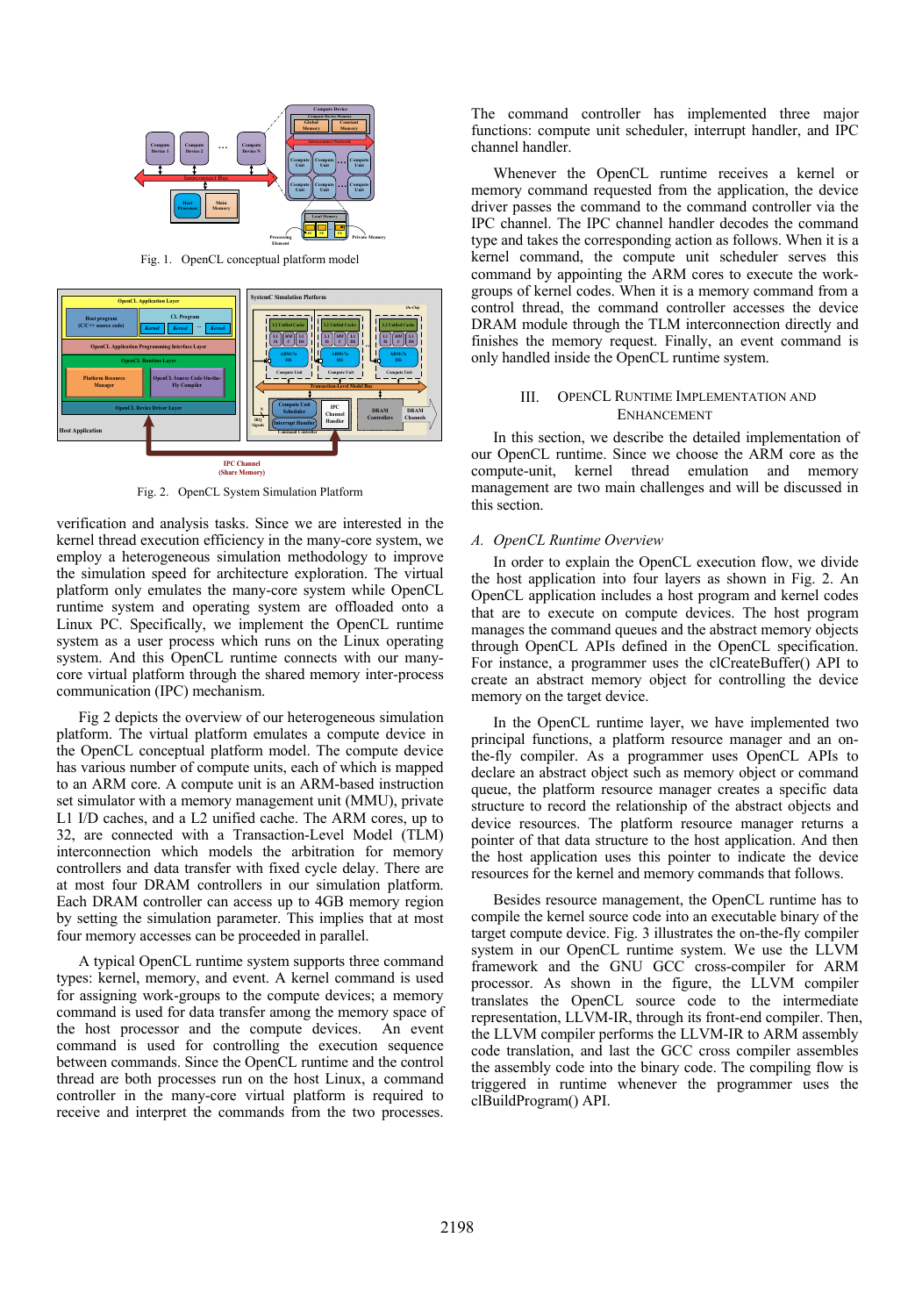Fig. 1. OpenCL conceptual platform model

Fig. 2. OpenCL System Simulation Platform

verification and analysis tasks. Since we are interested in the kernel thread execution efficiency in the many-core system, we employ a heterogeneous simulation methodology to improve the simulation speed for architecture exploration. The virtual platform only emulates the many-core system while OpenCL runtime system and operating system are offloaded onto a Linux PC. Specifically, we implement the OpenCL runtime system as a user process which runs on the Linux operating system. And this OpenCL runtime connects with our many-core virtual platform through the shared memory inter-process communication (IPC) mechanism.

Fig 2 depicts the overview of our heterogeneous simulation platform. The virtual platform emulates a compute device in the OpenCL conceptual platform model. The compute device has various number of compute units, each of which is mapped to an ARM core. A compute unit is an ARM-based instruction set simulator with a memory management unit (MMU), private L1 I/D caches, and a L2 unified cache. The ARM cores, up to 32, are connected with a Transaction-Level Model (TLM) interconnection which models the arbitration for memory controllers and data transfer with fixed cycle delay. There are at most four DRAM controllers in our simulation platform. Each DRAM controller can access up to 4GB memory region by setting the simulation parameter. This implies that at most four memory accesses can be proceeded in parallel.

A typical OpenCL runtime system supports three command types: kernel, memory, and event. A kernel command is used for assigning work-groups to the compute devices; a memory command is used for data transfer among the memory space of the host processor and the compute devices. An event command is used for controlling the execution sequence between commands. Since the OpenCL runtime and the control thread are both processes run on the host Linux, a command controller in the many-core virtual platform is required to receive and interpret the commands from the two processes.

The command controller has implemented three major functions: compute unit scheduler, interrupt handler, and IPC channel handler.

Whenever the OpenCL runtime receives a kernel or memory command requested from the application, the device driver passes the command to the command controller via the IPC channel. The IPC channel handler decodes the command type and takes the corresponding action as follows. When it is a kernel command, the compute unit scheduler serves this command by appointing the ARM cores to execute the work-groups of kernel codes. When it is a memory command from a control thread, the command controller accesses the device DRAM module through the TLM interconnection directly and finishes the memory request. Finally, an event command is only handled inside the OpenCL runtime system.

## III. OpenCL Runtime Implementation and Enhancement

In this section, we describe the detailed implementation of our OpenCL runtime. Since we choose the ARM core as the compute-unit, kernel thread emulation and memory management are two main challenges and will be discussed in this section.

### *A. OpenCL Runtime Overview*

In order to explain the OpenCL execution flow, we divide the host application into four layers as shown in Fig. 2. An OpenCL application includes a host program and kernel codes that are to execute on compute devices. The host program manages the command queues and the abstract memory objects through OpenCL APIs defined in the OpenCL specification. For instance, a programmer uses the clCreateBuffer() API to create an abstract memory object for controlling the device memory on the target device.

In the OpenCL runtime layer, we have implemented two principal functions, a platform resource manager and an on-the-fly compiler. As a programmer uses OpenCL APIs to declare an abstract object such as memory object or command queue, the platform resource manager creates a specific data structure to record the relationship of the abstract objects and device resources. The platform resource manager returns a pointer of that data structure to the host application. And then the host application uses this pointer to indicate the device resources for the kernel and memory commands that follows.

Besides resource management, the OpenCL runtime has to compile the kernel source code into an executable binary of the target compute device. Fig. 3 illustrates the on-the-fly compiler system in our OpenCL runtime system. We use the LLVM framework and the GNU GCC cross-compiler for ARM processor. As shown in the figure, the LLVM compiler translates the OpenCL source code to the intermediate representation, LLVM-IR, through its front-end compiler. Then, the LLVM compiler performs the LLVM-IR to ARM assembly code translation, and last the GCC cross compiler assembles the assembly code into the binary code. The compiling flow is triggered in runtime whenever the programmer uses the clBuildProgram() API.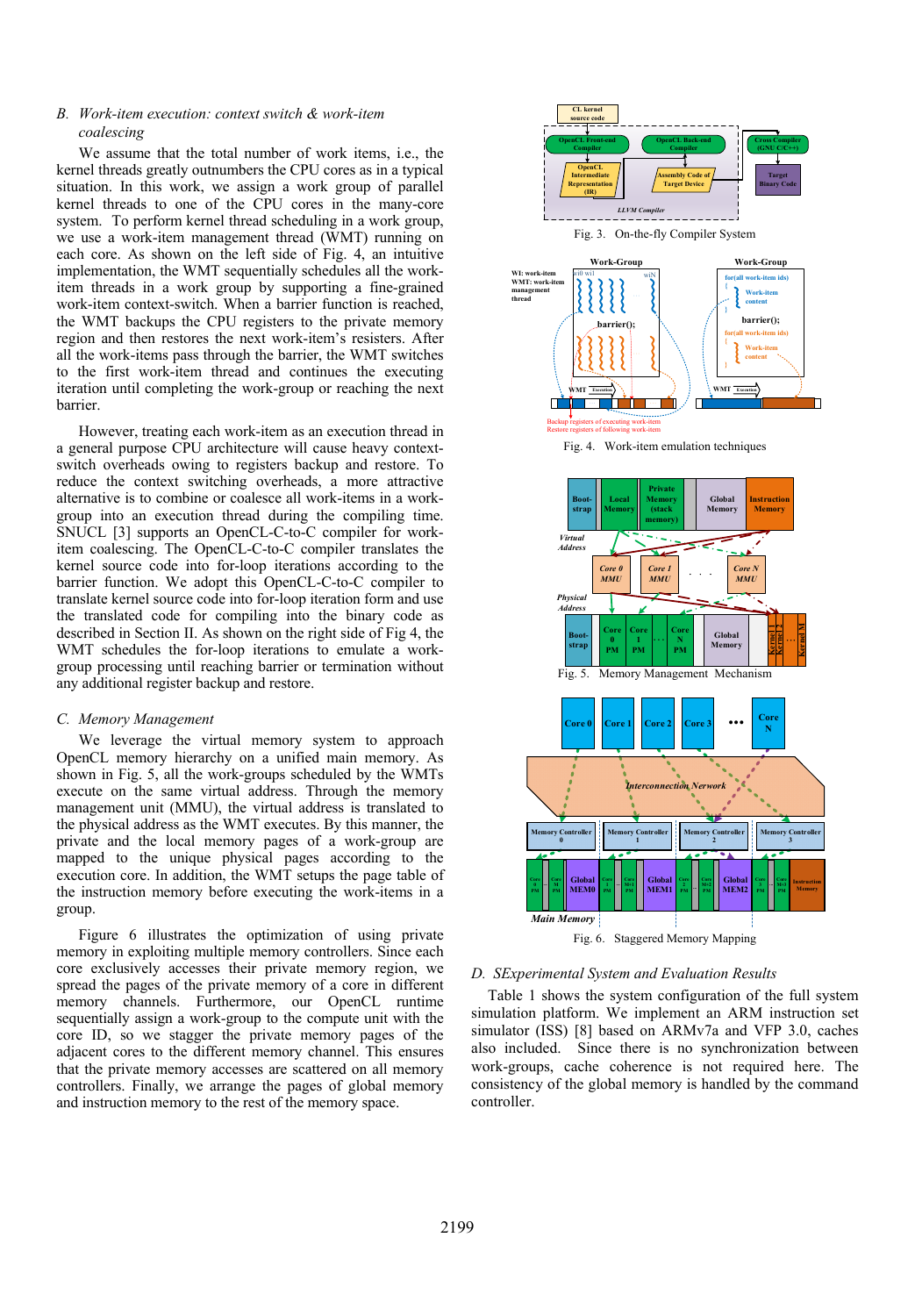### B. *Work-item execution: context switch & work-item coalescing*

We assume that the total number of work items, i.e., the kernel threads greatly outnumbers the CPU cores as in a typical situation. In this work, we assign a work group of parallel kernel threads to one of the CPU cores in the many-core system. To perform kernel thread scheduling in a work group, we use a work-item management thread (WMT) running on each core. As shown on the left side of Fig. 4, an intuitive implementation, the WMT sequentially schedules all the work-item threads in a work group by supporting a fine-grained work-item context-switch. When a barrier function is reached, the WMT backups the CPU registers to the private memory region and then restores the next work-item's resisters. After all the work-items pass through the barrier, the WMT switches to the first work-item thread and continues the executing iteration until completing the work-group or reaching the next barrier.

However, treating each work-item as an execution thread in a general purpose CPU architecture will cause heavy context-switch overheads owing to registers backup and restore. To reduce the context switching overheads, a more attractive alternative is to combine or coalesce all work-items in a work-group into an execution thread during the compiling time. SNUCL [3] supports an OpenCL-C-to-C compiler for work-item coalescing. The OpenCL-C-to-C compiler translates the kernel source code into for-loop iterations according to the barrier function. We adopt this OpenCL-C-to-C compiler to translate kernel source code into for-loop iteration form and use the translated code for compiling into the binary code as described in Section II. As shown on the right side of Fig 4, the WMT schedules the for-loop iterations to emulate a work-group processing until reaching barrier or termination without any additional register backup and restore.

### C. *Memory Management*

We leverage the virtual memory system to approach OpenCL memory hierarchy on a unified main memory. As shown in Fig. 5, all the work-groups scheduled by the WMTs execute on the same virtual address. Through the memory management unit (MMU), the virtual address is translated to the physical address as the WMT executes. By this manner, the private and the local memory pages of a work-group are mapped to the unique physical pages according to the execution core. In addition, the WMT setups the page table of the instruction memory before executing the work-items in a group.

Figure 6 illustrates the optimization of using private memory in exploiting multiple memory controllers. Since each core exclusively accesses their private memory region, we spread the pages of the private memory of a core in different memory channels. Furthermore, our OpenCL runtime sequentially assign a work-group to the compute unit with the core ID, so we stagger the private memory pages of the adjacent cores to the different memory channel. This ensures that the private memory accesses are scattered on all memory controllers. Finally, we arrange the pages of global memory and instruction memory to the rest of the memory space.

Fig. 3. On-the-fly Compiler System

Fig. 4. Work-item emulation techniques

Fig. 5. Memory Management Mechanism

Fig. 6. Staggered Memory Mapping

### D. *SExperimental System and Evaluation Results*

Table 1 shows the system configuration of the full system simulation platform. We implement an ARM instruction set simulator (ISS) [8] based on ARMv7a and VFP 3.0, caches also included. Since there is no synchronization between work-groups, cache coherence is not required here. The consistency of the global memory is handled by the command controller.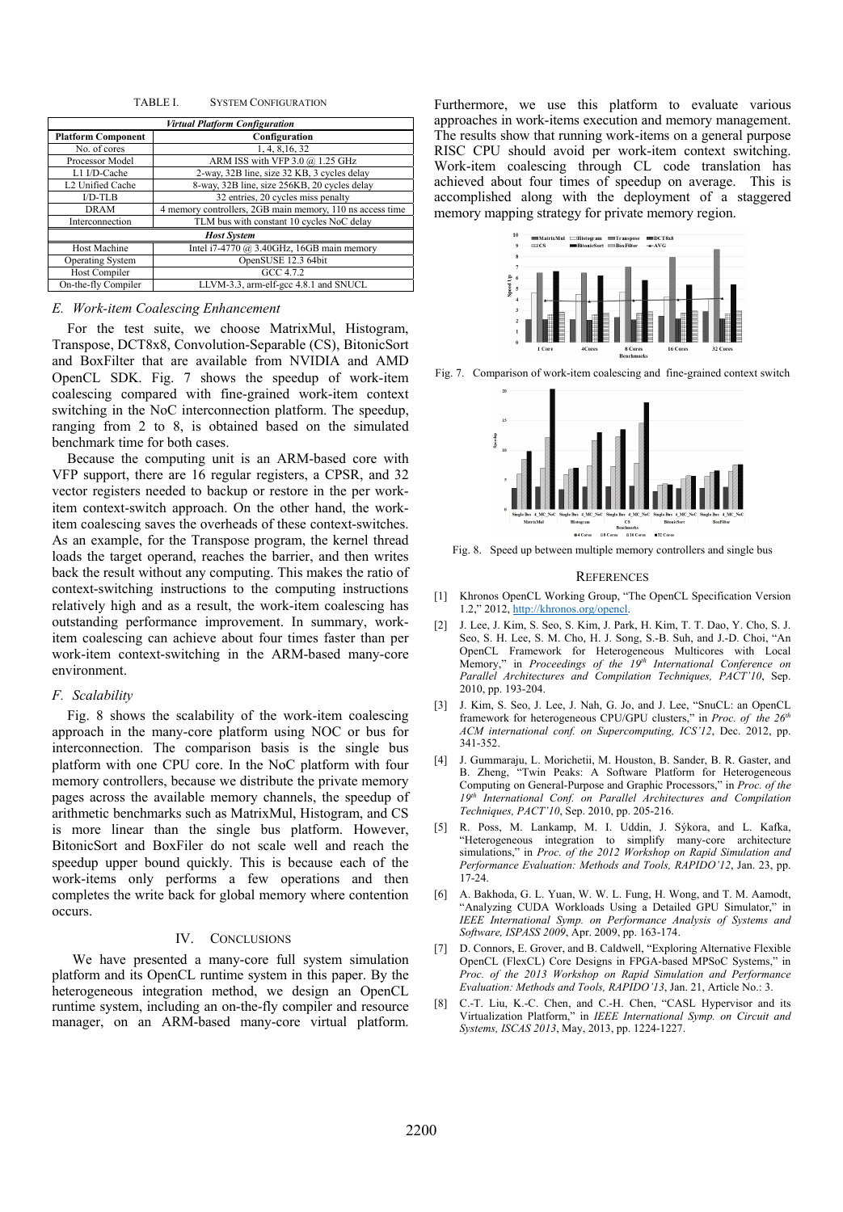TABLE I. SYSTEM CONFIGURATION

| *Virtual Platform Configuration* | |
|---|---|
| **Platform Component** | **Configuration** |
| No. of cores | 1, 4, 8,16, 32 |
| Processor Model | ARM ISS with VFP 3.0 @ 1.25 GHz |
| L1 I/D-Cache | 2-way, 32B line, size 32 KB, 3 cycles delay |
| L2 Unified Cache | 8-way, 32B line, size 256KB, 20 cycles delay |
| I/D-TLB | 32 entries, 20 cycles miss penalty |
| DRAM | 4 memory controllers, 2GB main memory, 110 ns access time |
| Interconnection | TLM bus with constant 10 cycles NoC delay |
| ***Host System*** | |
| Host Machine | Intel i7-4770 @ 3.40GHz, 16GB main memory |
| Operating System | OpenSUSE 12.3 64bit |
| Host Compiler | GCC 4.7.2 |
| On-the-fly Compiler | LLVM-3.3, arm-elf-gcc 4.8.1 and SNUCL |

### *E. Work-item Coalescing Enhancement*

For the test suite, we choose MatrixMul, Histogram, Transpose, DCT8x8, Convolution-Separable (CS), BitonicSort and BoxFilter that are available from NVIDIA and AMD OpenCL SDK. Fig. 7 shows the speedup of work-item coalescing compared with fine-grained work-item context switching in the NoC interconnection platform. The speedup, ranging from 2 to 8, is obtained based on the simulated benchmark time for both cases.

Because the computing unit is an ARM-based core with VFP support, there are 16 regular registers, a CPSR, and 32 vector registers needed to backup or restore in the per work-item context-switch approach. On the other hand, the work-item coalescing saves the overheads of these context-switches. As an example, for the Transpose program, the kernel thread loads the target operand, reaches the barrier, and then writes back the result without any computing. This makes the ratio of context-switching instructions to the computing instructions relatively high and as a result, the work-item coalescing has outstanding performance improvement. In summary, work-item coalescing can achieve about four times faster than per work-item context-switching in the ARM-based many-core environment.

### *F. Scalability*

Fig. 8 shows the scalability of the work-item coalescing approach in the many-core platform using NOC or bus for interconnection. The comparison basis is the single bus platform with one CPU core. In the NoC platform with four memory controllers, because we distribute the private memory pages across the available memory channels, the speedup of arithmetic benchmarks such as MatrixMul, Histogram, and CS is more linear than the single bus platform. However, BitonicSort and BoxFiler do not scale well and reach the speedup upper bound quickly. This is because each of the work-items only performs a few operations and then completes the write back for global memory where contention occurs.

## IV. CONCLUSIONS

We have presented a many-core full system simulation platform and its OpenCL runtime system in this paper. By the heterogeneous integration method, we design an OpenCL runtime system, including an on-the-fly compiler and resource manager, on an ARM-based many-core virtual platform. Furthermore, we use this platform to evaluate various approaches in work-items execution and memory management. The results show that running work-items on a general purpose RISC CPU should avoid per work-item context switching. Work-item coalescing through CL code translation has achieved about four times of speedup on average. This is accomplished along with the deployment of a staggered memory mapping strategy for private memory region.

MatrixMul Histogram Transpose DCT8x8 CS BitonicSort BoxFilter AVG

Speed Up

0 1 2 3 4 5 6 7 8 9 10

1 Core 4Cores 8 Cores 16 Cores 32 Cores

Benchmarks

Fig. 7. Comparison of work-item coalescing and fine-grained context switch

Speedup

0 5 10 15 20

Single Bus 4_MC_NoC Single Bus 4_MC_NoC Single Bus 4_MC_NoC Single Bus 4_MC_NoC Single Bus 4_MC_NoC

MatrixMul Histogram CS BitonicSort BoxFilter

Benchmarks

4 Cores 8 Cores 16 Cores 32 Cores

Fig. 8. Speed up between multiple memory controllers and single bus

## REFERENCES

[1] Khronos OpenCL Working Group, "The OpenCL Specification Version 1.2," 2012, http://khronos.org/opencl.

[2] J. Lee, J. Kim, S. Seo, S. Kim, J. Park, H. Kim, T. T. Dao, Y. Cho, S. J. Seo, S. H. Lee, S. M. Cho, H. J. Song, S.-B. Suh, and J.-D. Choi, "An OpenCL Framework for Heterogeneous Multicores with Local Memory," in *Proceedings of the 19th International Conference on Parallel Architectures and Compilation Techniques, PACT'10*, Sep. 2010, pp. 193-204.

[3] J. Kim, S. Seo, J. Lee, J. Nah, G. Jo, and J. Lee, "SnuCL: an OpenCL framework for heterogeneous CPU/GPU clusters," in *Proc. of the 26th ACM international conf. on Supercomputing, ICS'12*, Dec. 2012, pp. 341-352.

[4] J. Gummaraju, L. Morichetii, M. Houston, B. Sander, B. R. Gaster, and B. Zheng, "Twin Peaks: A Software Platform for Heterogeneous Computing on General-Purpose and Graphic Processors," in *Proc. of the 19th International Conf. on Parallel Architectures and Compilation Techniques, PACT'10*, Sep. 2010, pp. 205-216.

[5] R. Poss, M. Lankamp, M. I. Uddin, J. Sýkora, and L. Kafka, "Heterogeneous integration to simplify many-core architecture simulations," in *Proc. of the 2012 Workshop on Rapid Simulation and Performance Evaluation: Methods and Tools, RAPIDO'12*, Jan. 23, pp. 17-24.

[6] A. Bakhoda, G. L. Yuan, W. W. L. Fung, H. Wong, and T. M. Aamodt, "Analyzing CUDA Workloads Using a Detailed GPU Simulator," in *IEEE International Symp. on Performance Analysis of Systems and Software, ISPASS 2009*, Apr. 2009, pp. 163-174.

[7] D. Connors, E. Grover, and B. Caldwell, "Exploring Alternative Flexible OpenCL (FlexCL) Core Designs in FPGA-based MPSoC Systems," in *Proc. of the 2013 Workshop on Rapid Simulation and Performance Evaluation: Methods and Tools, RAPIDO'13*, Jan. 21, Article No.: 3.

[8] C.-T. Liu, K.-C. Chen, and C.-H. Chen, "CASL Hypervisor and its Virtualization Platform," in *IEEE International Symp. on Circuit and Systems, ISCAS 2013*, May, 2013, pp. 1224-1227.